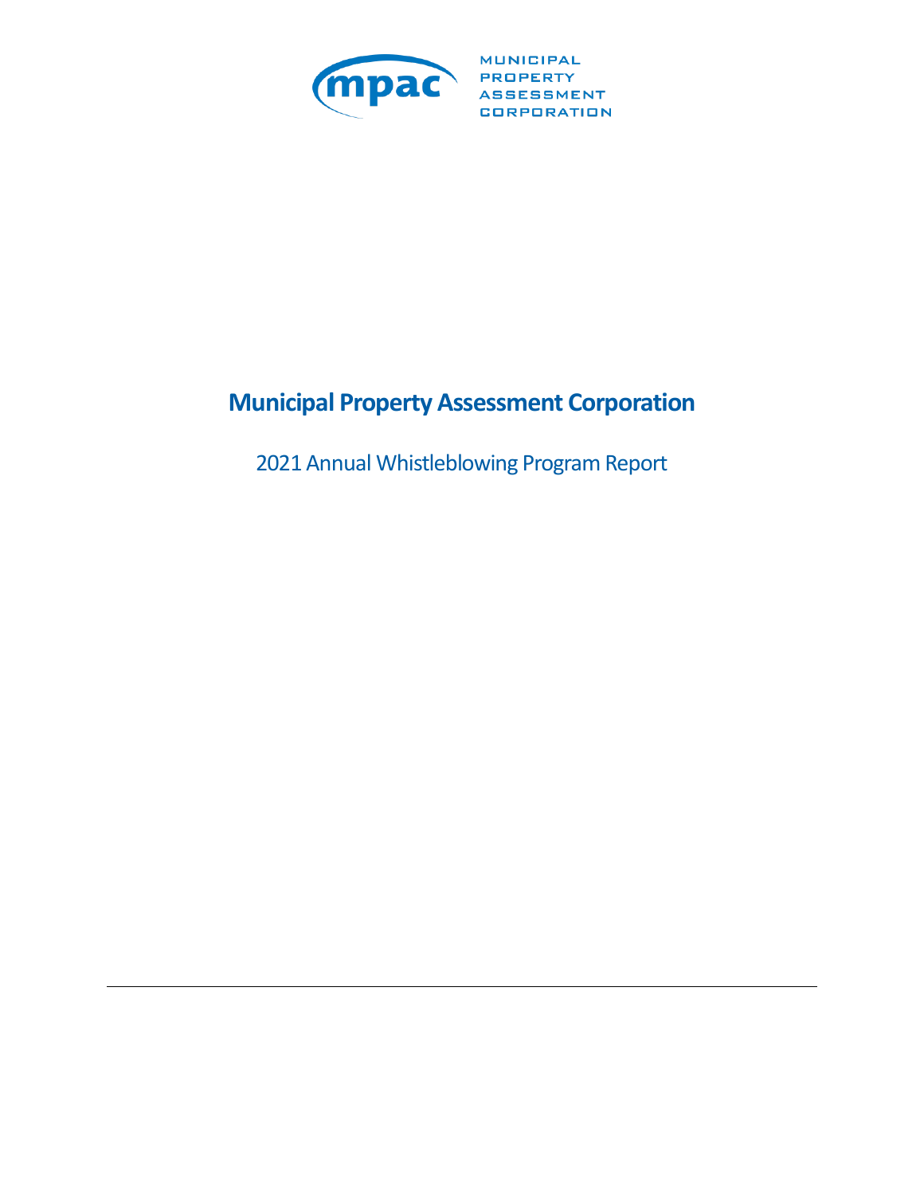MUNICIPAL
PROPERTY
ASSESSMENT
CORPORATION

# Municipal Property Assessment Corporation

2021 Annual Whistleblowing Program Report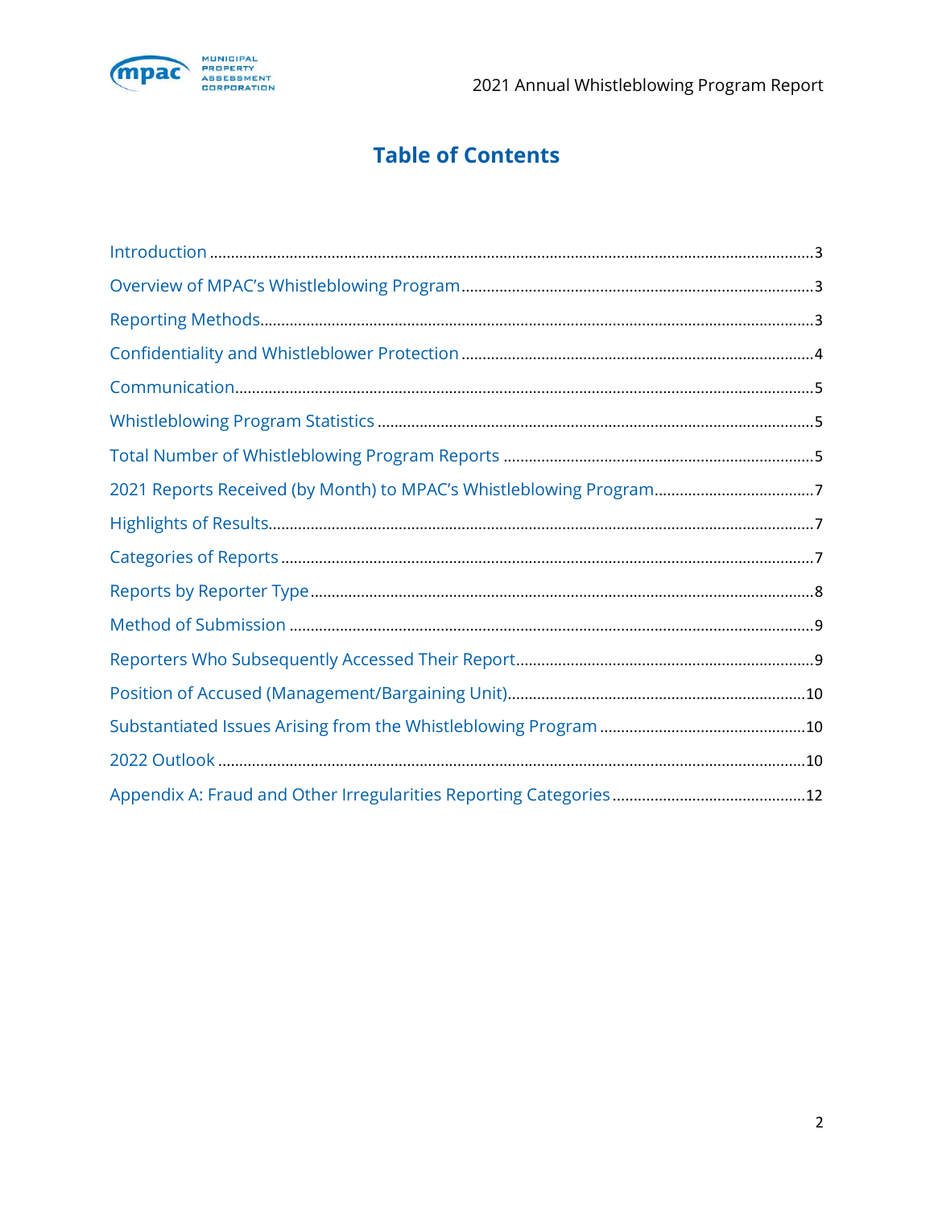# Table of Contents

Introduction ........................................................................................................................................3

Overview of MPAC's Whistleblowing Program ..................................................................................3

Reporting Methods.............................................................................................................................3

Confidentiality and Whistleblower Protection ..................................................................................4

Communication...................................................................................................................................5

Whistleblowing Program Statistics .....................................................................................................5

Total Number of Whistleblowing Program Reports .........................................................................5

2021 Reports Received (by Month) to MPAC's Whistleblowing Program.......................................7

Highlights of Results............................................................................................................................7

Categories of Reports ..........................................................................................................................7

Reports by Reporter Type....................................................................................................................8

Method of Submission ........................................................................................................................9

Reporters Who Subsequently Accessed Their Report.......................................................................9

Position of Accused (Management/Bargaining Unit).......................................................................10

Substantiated Issues Arising from the Whistleblowing Program ....................................................10

2022 Outlook .......................................................................................................................................10

Appendix A: Fraud and Other Irregularities Reporting Categories ..............................................12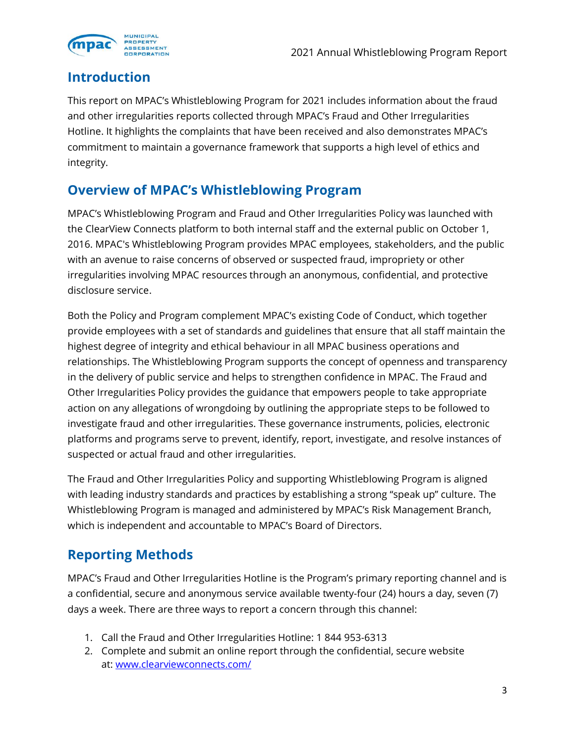## Introduction

This report on MPAC's Whistleblowing Program for 2021 includes information about the fraud and other irregularities reports collected through MPAC's Fraud and Other Irregularities Hotline. It highlights the complaints that have been received and also demonstrates MPAC's commitment to maintain a governance framework that supports a high level of ethics and integrity.

## Overview of MPAC's Whistleblowing Program

MPAC's Whistleblowing Program and Fraud and Other Irregularities Policy was launched with the ClearView Connects platform to both internal staff and the external public on October 1, 2016. MPAC's Whistleblowing Program provides MPAC employees, stakeholders, and the public with an avenue to raise concerns of observed or suspected fraud, impropriety or other irregularities involving MPAC resources through an anonymous, confidential, and protective disclosure service.

Both the Policy and Program complement MPAC's existing Code of Conduct, which together provide employees with a set of standards and guidelines that ensure that all staff maintain the highest degree of integrity and ethical behaviour in all MPAC business operations and relationships. The Whistleblowing Program supports the concept of openness and transparency in the delivery of public service and helps to strengthen confidence in MPAC. The Fraud and Other Irregularities Policy provides the guidance that empowers people to take appropriate action on any allegations of wrongdoing by outlining the appropriate steps to be followed to investigate fraud and other irregularities. These governance instruments, policies, electronic platforms and programs serve to prevent, identify, report, investigate, and resolve instances of suspected or actual fraud and other irregularities.

The Fraud and Other Irregularities Policy and supporting Whistleblowing Program is aligned with leading industry standards and practices by establishing a strong "speak up" culture. The Whistleblowing Program is managed and administered by MPAC's Risk Management Branch, which is independent and accountable to MPAC's Board of Directors.

## Reporting Methods

MPAC's Fraud and Other Irregularities Hotline is the Program's primary reporting channel and is a confidential, secure and anonymous service available twenty-four (24) hours a day, seven (7) days a week. There are three ways to report a concern through this channel:

1. Call the Fraud and Other Irregularities Hotline: 1 844 953-6313
2. Complete and submit an online report through the confidential, secure website at: [www.clearviewconnects.com/](www.clearviewconnects.com/)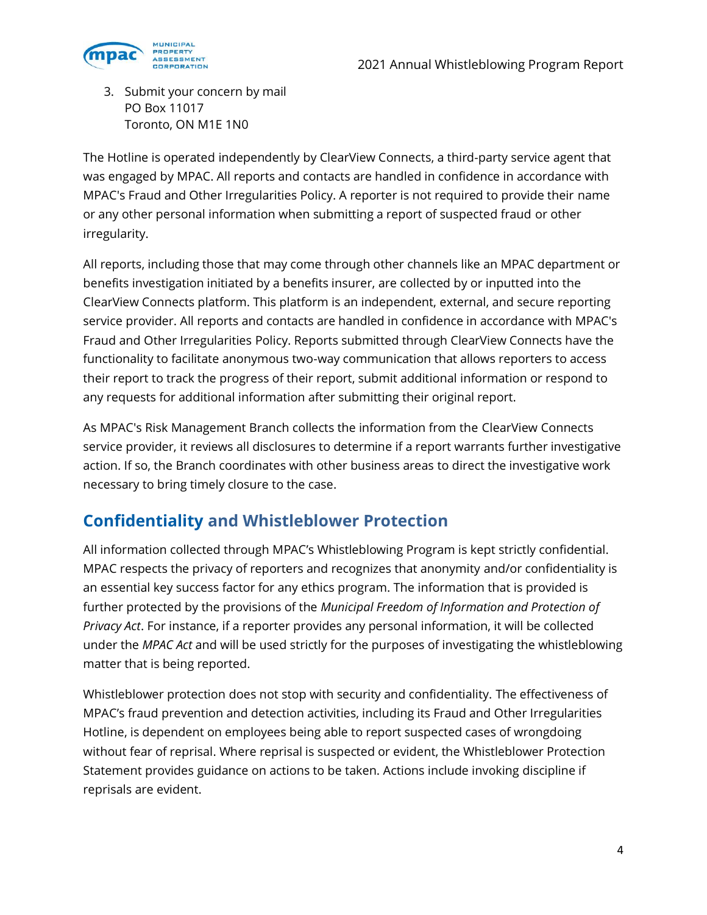3. Submit your concern by mail
   PO Box 11017
   Toronto, ON M1E 1N0

The Hotline is operated independently by ClearView Connects, a third-party service agent that was engaged by MPAC. All reports and contacts are handled in confidence in accordance with MPAC's Fraud and Other Irregularities Policy. A reporter is not required to provide their name or any other personal information when submitting a report of suspected fraud or other irregularity.

All reports, including those that may come through other channels like an MPAC department or benefits investigation initiated by a benefits insurer, are collected by or inputted into the ClearView Connects platform. This platform is an independent, external, and secure reporting service provider. All reports and contacts are handled in confidence in accordance with MPAC's Fraud and Other Irregularities Policy. Reports submitted through ClearView Connects have the functionality to facilitate anonymous two-way communication that allows reporters to access their report to track the progress of their report, submit additional information or respond to any requests for additional information after submitting their original report.

As MPAC's Risk Management Branch collects the information from the ClearView Connects service provider, it reviews all disclosures to determine if a report warrants further investigative action. If so, the Branch coordinates with other business areas to direct the investigative work necessary to bring timely closure to the case.

## Confidentiality and Whistleblower Protection

All information collected through MPAC's Whistleblowing Program is kept strictly confidential. MPAC respects the privacy of reporters and recognizes that anonymity and/or confidentiality is an essential key success factor for any ethics program. The information that is provided is further protected by the provisions of the *Municipal Freedom of Information and Protection of Privacy Act*. For instance, if a reporter provides any personal information, it will be collected under the *MPAC Act* and will be used strictly for the purposes of investigating the whistleblowing matter that is being reported.

Whistleblower protection does not stop with security and confidentiality. The effectiveness of MPAC's fraud prevention and detection activities, including its Fraud and Other Irregularities Hotline, is dependent on employees being able to report suspected cases of wrongdoing without fear of reprisal. Where reprisal is suspected or evident, the Whistleblower Protection Statement provides guidance on actions to be taken. Actions include invoking discipline if reprisals are evident.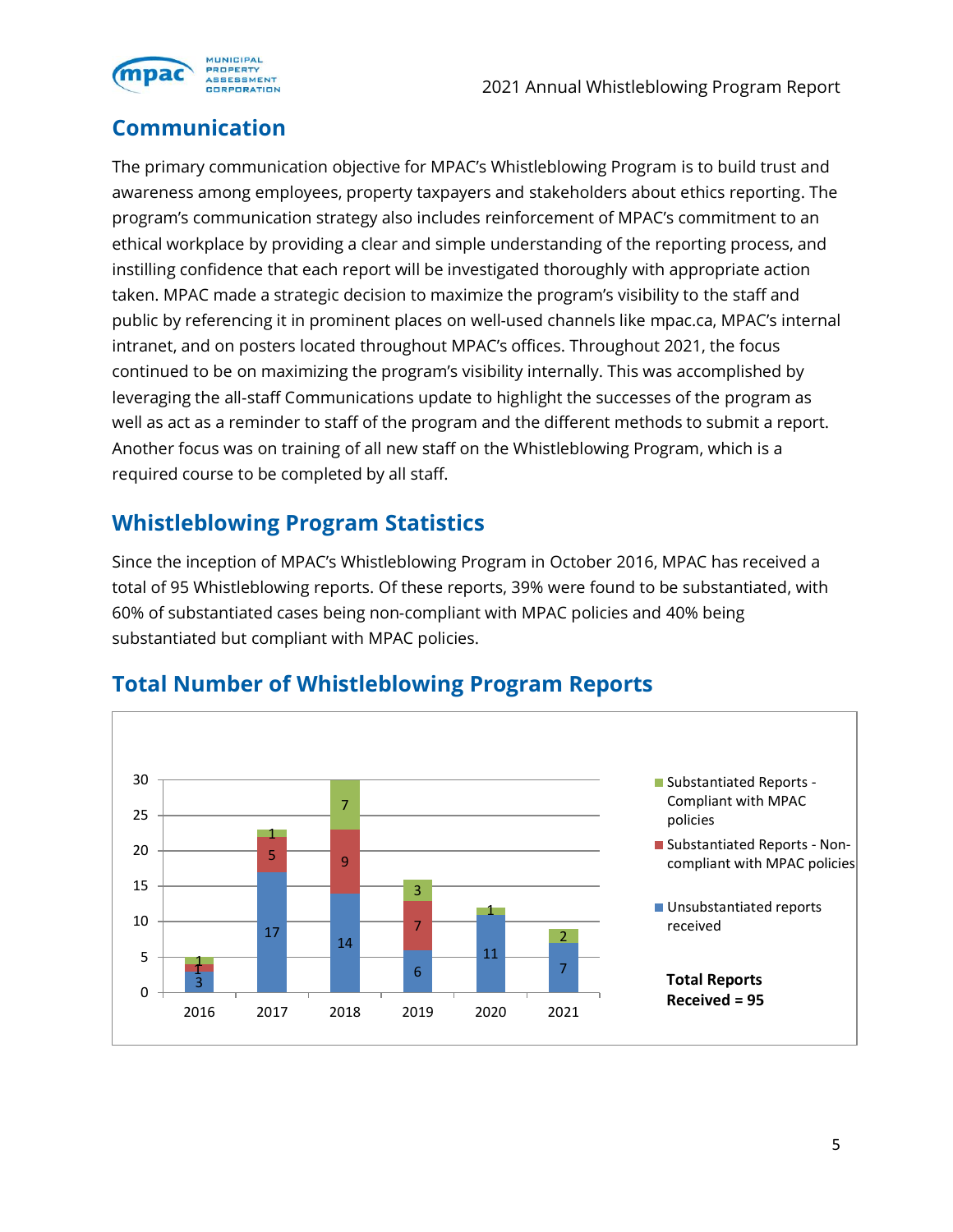## Communication

The primary communication objective for MPAC's Whistleblowing Program is to build trust and awareness among employees, property taxpayers and stakeholders about ethics reporting. The program's communication strategy also includes reinforcement of MPAC's commitment to an ethical workplace by providing a clear and simple understanding of the reporting process, and instilling confidence that each report will be investigated thoroughly with appropriate action taken. MPAC made a strategic decision to maximize the program's visibility to the staff and public by referencing it in prominent places on well-used channels like mpac.ca, MPAC's internal intranet, and on posters located throughout MPAC's offices. Throughout 2021, the focus continued to be on maximizing the program's visibility internally. This was accomplished by leveraging the all-staff Communications update to highlight the successes of the program as well as act as a reminder to staff of the program and the different methods to submit a report. Another focus was on training of all new staff on the Whistleblowing Program, which is a required course to be completed by all staff.

## Whistleblowing Program Statistics

Since the inception of MPAC's Whistleblowing Program in October 2016, MPAC has received a total of 95 Whistleblowing reports. Of these reports, 39% were found to be substantiated, with 60% of substantiated cases being non-compliant with MPAC policies and 40% being substantiated but compliant with MPAC policies.

## Total Number of Whistleblowing Program Reports

| Year | Unsubstantiated reports received | Substantiated Reports - Non-compliant with MPAC policies | Substantiated Reports - Compliant with MPAC policies |
|---|---|---|---|
| 2016 | 3 | 1 | 1 |
| 2017 | 17 | 5 | 1 |
| 2018 | 14 | 9 | 7 |
| 2019 | 6 | 7 | 3 |
| 2020 | 11 | | 1 |
| 2021 | 7 | | 2 |

**Total Reports Received = 95**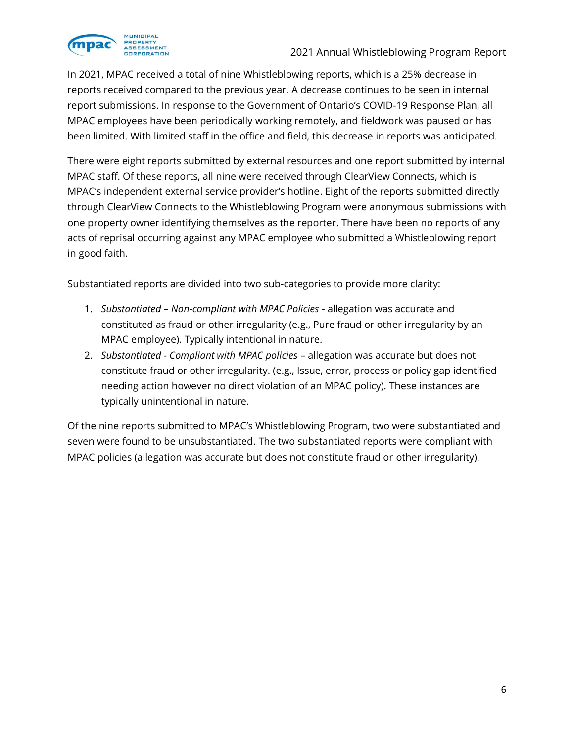In 2021, MPAC received a total of nine Whistleblowing reports, which is a 25% decrease in reports received compared to the previous year. A decrease continues to be seen in internal report submissions. In response to the Government of Ontario's COVID-19 Response Plan, all MPAC employees have been periodically working remotely, and fieldwork was paused or has been limited. With limited staff in the office and field, this decrease in reports was anticipated.

There were eight reports submitted by external resources and one report submitted by internal MPAC staff. Of these reports, all nine were received through ClearView Connects, which is MPAC's independent external service provider's hotline. Eight of the reports submitted directly through ClearView Connects to the Whistleblowing Program were anonymous submissions with one property owner identifying themselves as the reporter. There have been no reports of any acts of reprisal occurring against any MPAC employee who submitted a Whistleblowing report in good faith.

Substantiated reports are divided into two sub-categories to provide more clarity:

1. *Substantiated – Non-compliant with MPAC Policies* - allegation was accurate and constituted as fraud or other irregularity (e.g., Pure fraud or other irregularity by an MPAC employee). Typically intentional in nature.
2. *Substantiated - Compliant with MPAC policies* – allegation was accurate but does not constitute fraud or other irregularity. (e.g., Issue, error, process or policy gap identified needing action however no direct violation of an MPAC policy). These instances are typically unintentional in nature.

Of the nine reports submitted to MPAC's Whistleblowing Program, two were substantiated and seven were found to be unsubstantiated. The two substantiated reports were compliant with MPAC policies (allegation was accurate but does not constitute fraud or other irregularity).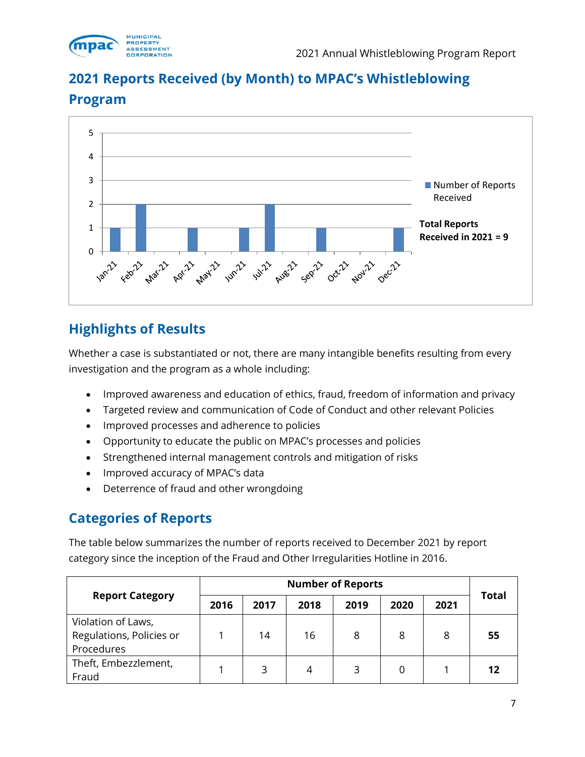## 2021 Reports Received (by Month) to MPAC's Whistleblowing Program

| Month | Number of Reports Received |
|---|---|
| Jan-21 | 1 |
| Feb-21 | 2 |
| Mar-21 | 0 |
| Apr-21 | 1 |
| May-21 | 0 |
| Jun-21 | 1 |
| Jul-21 | 2 |
| Aug-21 | 0 |
| Sep-21 | 1 |
| Oct-21 | 0 |
| Nov-21 | 0 |
| Dec-21 | 1 |

**Total Reports Received in 2021 = 9**

## Highlights of Results

Whether a case is substantiated or not, there are many intangible benefits resulting from every investigation and the program as a whole including:

- Improved awareness and education of ethics, fraud, freedom of information and privacy
- Targeted review and communication of Code of Conduct and other relevant Policies
- Improved processes and adherence to policies
- Opportunity to educate the public on MPAC's processes and policies
- Strengthened internal management controls and mitigation of risks
- Improved accuracy of MPAC's data
- Deterrence of fraud and other wrongdoing

## Categories of Reports

The table below summarizes the number of reports received to December 2021 by report category since the inception of the Fraud and Other Irregularities Hotline in 2016.

| Report Category | Number of Reports | | | | | | Total |
|---|---|---|---|---|---|---|---|
| | 2016 | 2017 | 2018 | 2019 | 2020 | 2021 | |
| Violation of Laws, Regulations, Policies or Procedures | 1 | 14 | 16 | 8 | 8 | 8 | **55** |
| Theft, Embezzlement, Fraud | 1 | 3 | 4 | 3 | 0 | 1 | **12** |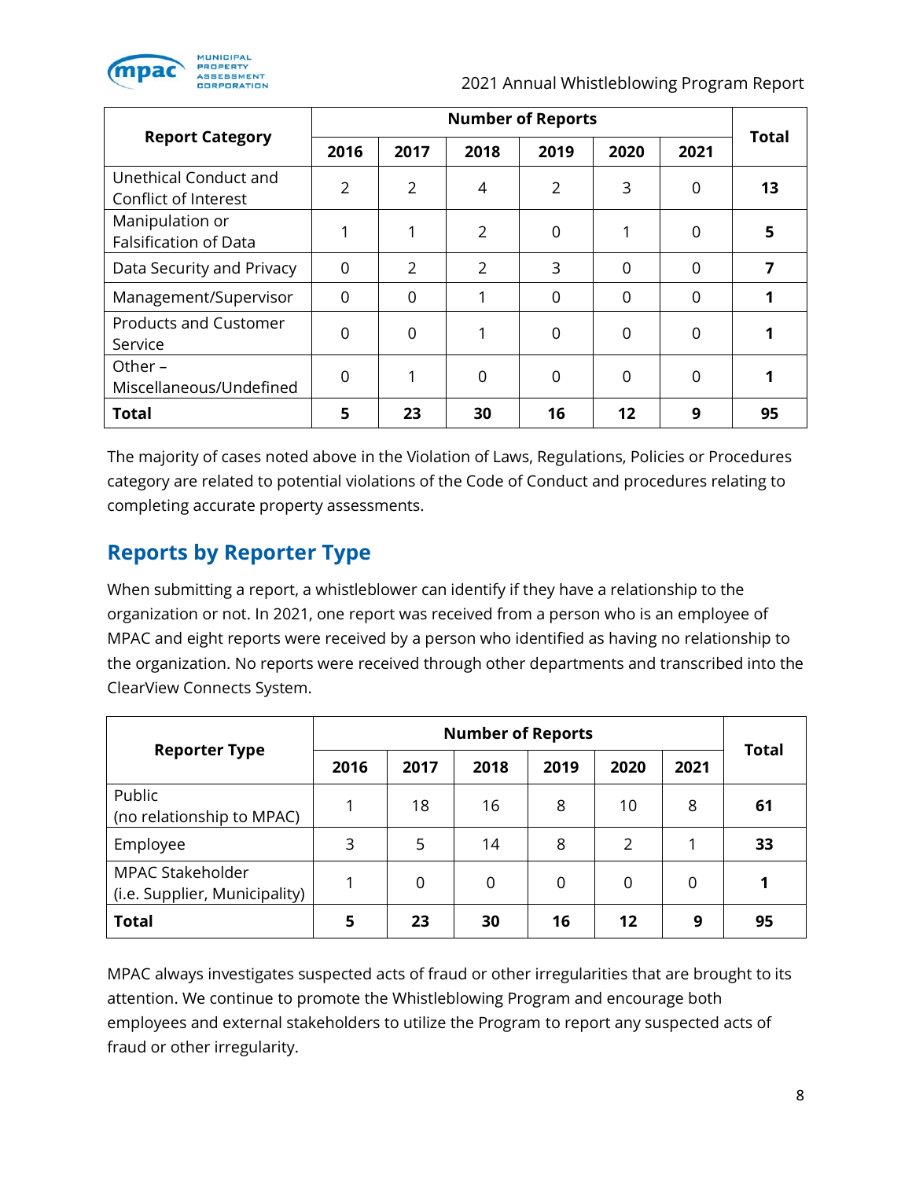| Report Category | Number of Reports | | | | | | Total |
|---|---|---|---|---|---|---|---|
| | 2016 | 2017 | 2018 | 2019 | 2020 | 2021 | |
| Unethical Conduct and Conflict of Interest | 2 | 2 | 4 | 2 | 3 | 0 | **13** |
| Manipulation or Falsification of Data | 1 | 1 | 2 | 0 | 1 | 0 | **5** |
| Data Security and Privacy | 0 | 2 | 2 | 3 | 0 | 0 | **7** |
| Management/Supervisor | 0 | 0 | 1 | 0 | 0 | 0 | **1** |
| Products and Customer Service | 0 | 0 | 1 | 0 | 0 | 0 | **1** |
| Other – Miscellaneous/Undefined | 0 | 1 | 0 | 0 | 0 | 0 | **1** |
| **Total** | **5** | **23** | **30** | **16** | **12** | **9** | **95** |

The majority of cases noted above in the Violation of Laws, Regulations, Policies or Procedures category are related to potential violations of the Code of Conduct and procedures relating to completing accurate property assessments.

## Reports by Reporter Type

When submitting a report, a whistleblower can identify if they have a relationship to the organization or not. In 2021, one report was received from a person who is an employee of MPAC and eight reports were received by a person who identified as having no relationship to the organization. No reports were received through other departments and transcribed into the ClearView Connects System.

| Reporter Type | Number of Reports | | | | | | Total |
|---|---|---|---|---|---|---|---|
| | 2016 | 2017 | 2018 | 2019 | 2020 | 2021 | |
| Public (no relationship to MPAC) | 1 | 18 | 16 | 8 | 10 | 8 | **61** |
| Employee | 3 | 5 | 14 | 8 | 2 | 1 | **33** |
| MPAC Stakeholder (i.e. Supplier, Municipality) | 1 | 0 | 0 | 0 | 0 | 0 | **1** |
| **Total** | **5** | **23** | **30** | **16** | **12** | **9** | **95** |

MPAC always investigates suspected acts of fraud or other irregularities that are brought to its attention. We continue to promote the Whistleblowing Program and encourage both employees and external stakeholders to utilize the Program to report any suspected acts of fraud or other irregularity.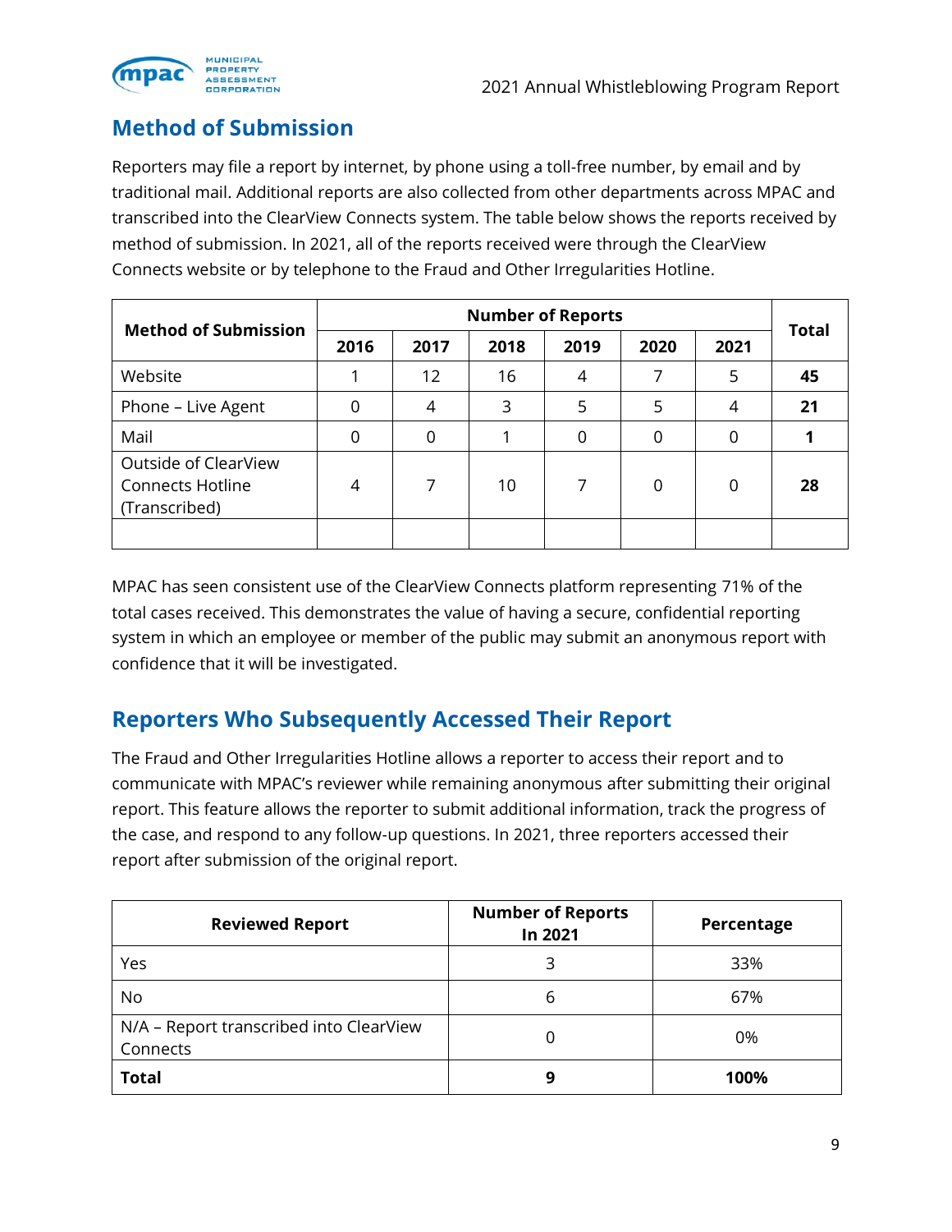## Method of Submission

Reporters may file a report by internet, by phone using a toll-free number, by email and by traditional mail. Additional reports are also collected from other departments across MPAC and transcribed into the ClearView Connects system. The table below shows the reports received by method of submission. In 2021, all of the reports received were through the ClearView Connects website or by telephone to the Fraud and Other Irregularities Hotline.

| Method of Submission | Number of Reports | | | | | | Total |
|---|---|---|---|---|---|---|---|
| | 2016 | 2017 | 2018 | 2019 | 2020 | 2021 | |
| Website | 1 | 12 | 16 | 4 | 7 | 5 | **45** |
| Phone – Live Agent | 0 | 4 | 3 | 5 | 5 | 4 | **21** |
| Mail | 0 | 0 | 1 | 0 | 0 | 0 | **1** |
| Outside of ClearView Connects Hotline (Transcribed) | 4 | 7 | 10 | 7 | 0 | 0 | **28** |
| | | | | | | | |

MPAC has seen consistent use of the ClearView Connects platform representing 71% of the total cases received. This demonstrates the value of having a secure, confidential reporting system in which an employee or member of the public may submit an anonymous report with confidence that it will be investigated.

## Reporters Who Subsequently Accessed Their Report

The Fraud and Other Irregularities Hotline allows a reporter to access their report and to communicate with MPAC's reviewer while remaining anonymous after submitting their original report. This feature allows the reporter to submit additional information, track the progress of the case, and respond to any follow-up questions. In 2021, three reporters accessed their report after submission of the original report.

| Reviewed Report | Number of Reports In 2021 | Percentage |
|---|---|---|
| Yes | 3 | 33% |
| No | 6 | 67% |
| N/A – Report transcribed into ClearView Connects | 0 | 0% |
| **Total** | **9** | **100%** |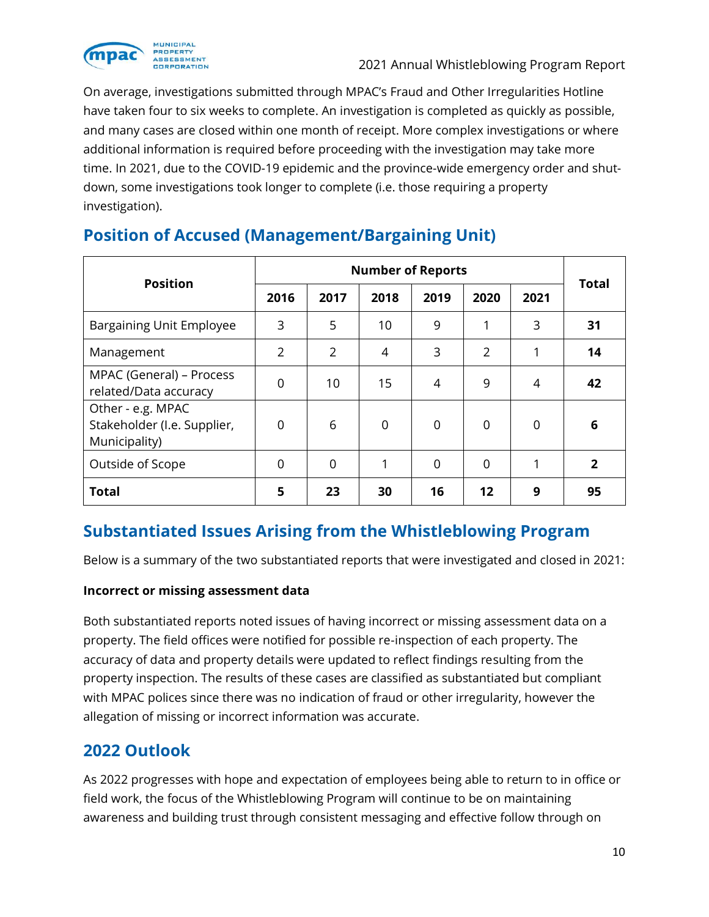On average, investigations submitted through MPAC's Fraud and Other Irregularities Hotline have taken four to six weeks to complete. An investigation is completed as quickly as possible, and many cases are closed within one month of receipt. More complex investigations or where additional information is required before proceeding with the investigation may take more time. In 2021, due to the COVID-19 epidemic and the province-wide emergency order and shut-down, some investigations took longer to complete (i.e. those requiring a property investigation).

## Position of Accused (Management/Bargaining Unit)

| Position | Number of Reports | | | | | | Total |
|---|---|---|---|---|---|---|---|
| | 2016 | 2017 | 2018 | 2019 | 2020 | 2021 | |
| Bargaining Unit Employee | 3 | 5 | 10 | 9 | 1 | 3 | **31** |
| Management | 2 | 2 | 4 | 3 | 2 | 1 | **14** |
| MPAC (General) – Process related/Data accuracy | 0 | 10 | 15 | 4 | 9 | 4 | **42** |
| Other - e.g. MPAC Stakeholder (I.e. Supplier, Municipality) | 0 | 6 | 0 | 0 | 0 | 0 | **6** |
| Outside of Scope | 0 | 0 | 1 | 0 | 0 | 1 | **2** |
| **Total** | **5** | **23** | **30** | **16** | **12** | **9** | **95** |

## Substantiated Issues Arising from the Whistleblowing Program

Below is a summary of the two substantiated reports that were investigated and closed in 2021:

**Incorrect or missing assessment data**

Both substantiated reports noted issues of having incorrect or missing assessment data on a property. The field offices were notified for possible re-inspection of each property. The accuracy of data and property details were updated to reflect findings resulting from the property inspection. The results of these cases are classified as substantiated but compliant with MPAC polices since there was no indication of fraud or other irregularity, however the allegation of missing or incorrect information was accurate.

## 2022 Outlook

As 2022 progresses with hope and expectation of employees being able to return to in office or field work, the focus of the Whistleblowing Program will continue to be on maintaining awareness and building trust through consistent messaging and effective follow through on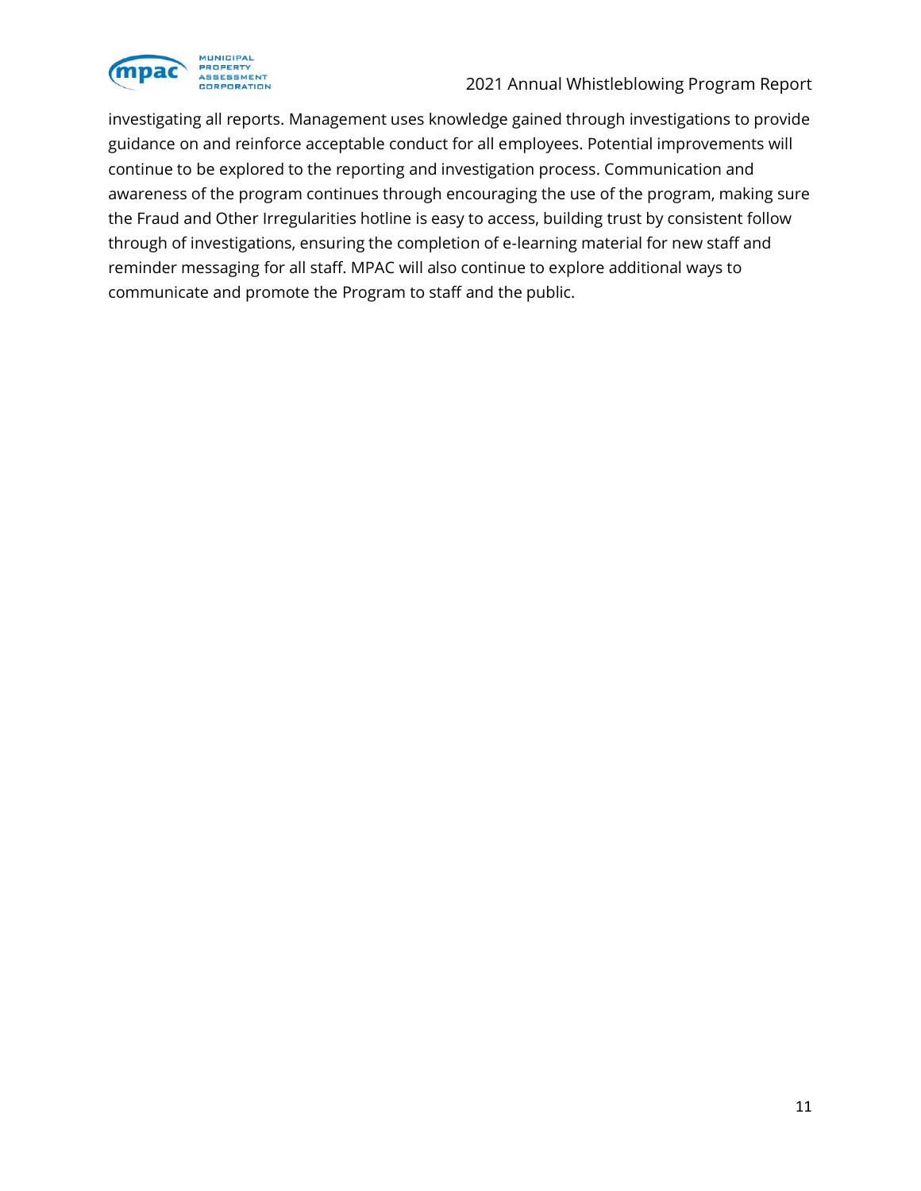investigating all reports. Management uses knowledge gained through investigations to provide guidance on and reinforce acceptable conduct for all employees. Potential improvements will continue to be explored to the reporting and investigation process. Communication and awareness of the program continues through encouraging the use of the program, making sure the Fraud and Other Irregularities hotline is easy to access, building trust by consistent follow through of investigations, ensuring the completion of e-learning material for new staff and reminder messaging for all staff. MPAC will also continue to explore additional ways to communicate and promote the Program to staff and the public.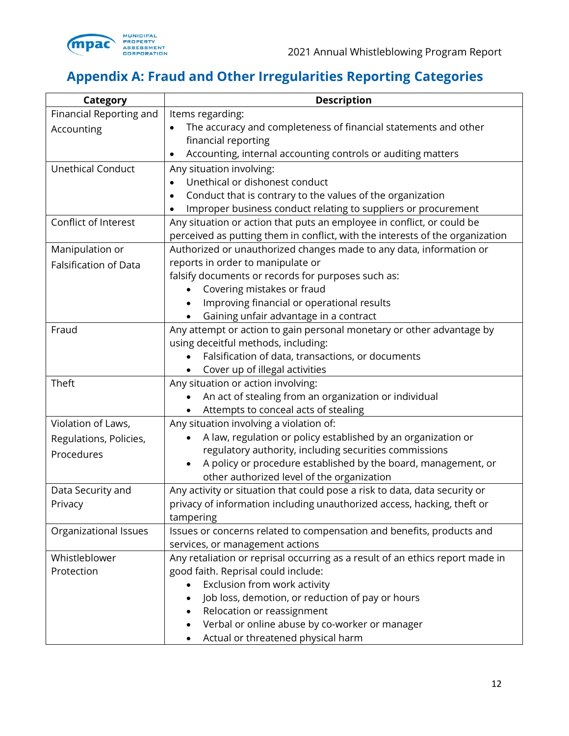## Appendix A: Fraud and Other Irregularities Reporting Categories

| Category | Description |
|---|---|
| Financial Reporting and Accounting | Items regarding:<br>• The accuracy and completeness of financial statements and other financial reporting<br>• Accounting, internal accounting controls or auditing matters |
| Unethical Conduct | Any situation involving:<br>• Unethical or dishonest conduct<br>• Conduct that is contrary to the values of the organization<br>• Improper business conduct relating to suppliers or procurement |
| Conflict of Interest | Any situation or action that puts an employee in conflict, or could be perceived as putting them in conflict, with the interests of the organization |
| Manipulation or Falsification of Data | Authorized or unauthorized changes made to any data, information or reports in order to manipulate or falsify documents or records for purposes such as:<br>• Covering mistakes or fraud<br>• Improving financial or operational results<br>• Gaining unfair advantage in a contract |
| Fraud | Any attempt or action to gain personal monetary or other advantage by using deceitful methods, including:<br>• Falsification of data, transactions, or documents<br>• Cover up of illegal activities |
| Theft | Any situation or action involving:<br>• An act of stealing from an organization or individual<br>• Attempts to conceal acts of stealing |
| Violation of Laws, Regulations, Policies, Procedures | Any situation involving a violation of:<br>• A law, regulation or policy established by an organization or regulatory authority, including securities commissions<br>• A policy or procedure established by the board, management, or other authorized level of the organization |
| Data Security and Privacy | Any activity or situation that could pose a risk to data, data security or privacy of information including unauthorized access, hacking, theft or tampering |
| Organizational Issues | Issues or concerns related to compensation and benefits, products and services, or management actions |
| Whistleblower Protection | Any retaliation or reprisal occurring as a result of an ethics report made in good faith. Reprisal could include:<br>• Exclusion from work activity<br>• Job loss, demotion, or reduction of pay or hours<br>• Relocation or reassignment<br>• Verbal or online abuse by co-worker or manager<br>• Actual or threatened physical harm |